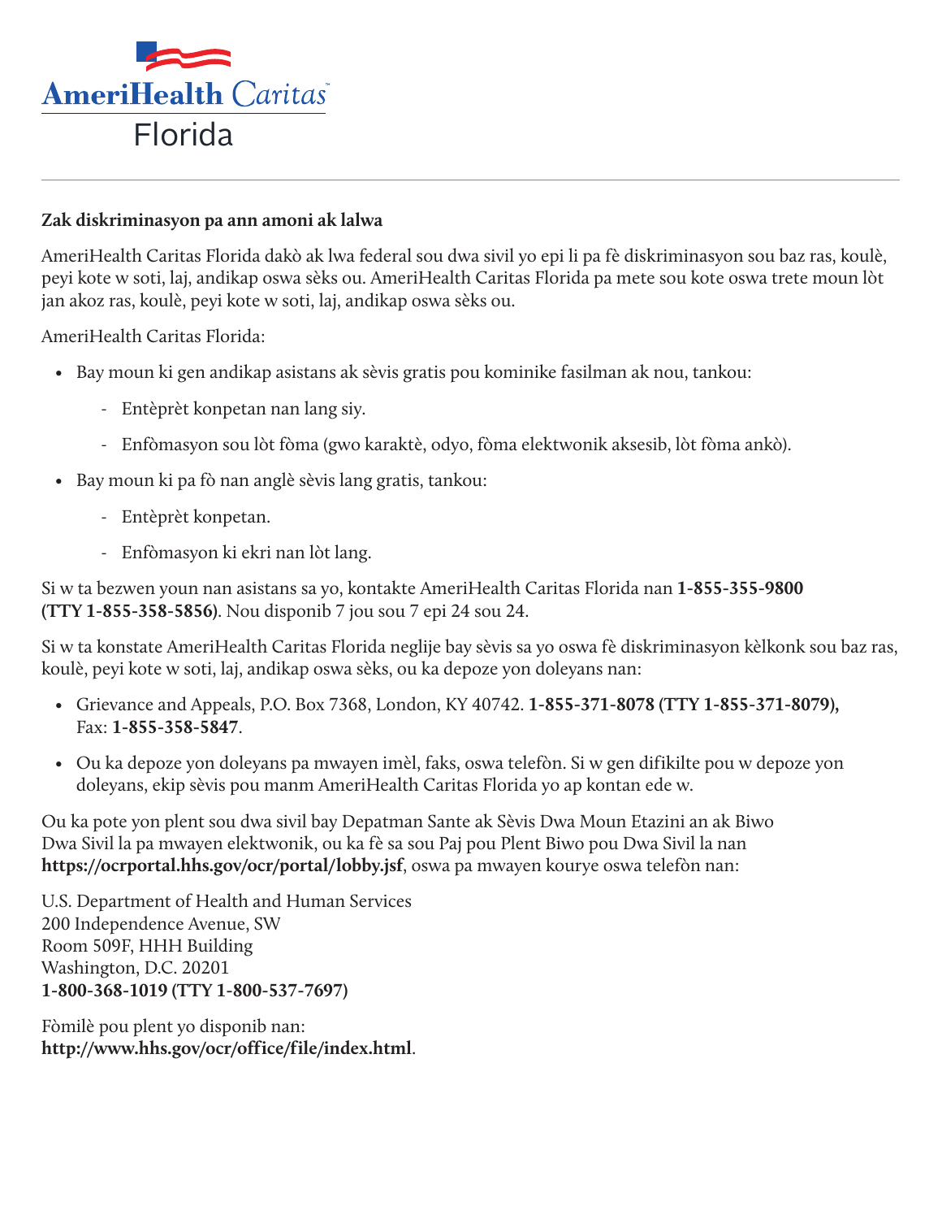AmeriHealth Caritas

Florida

**Zak diskriminasyon pa ann amoni ak lalwa**

AmeriHealth Caritas Florida dakò ak lwa federal sou dwa sivil yo epi li pa fè diskriminasyon sou baz ras, koulè, peyi kote w soti, laj, andikap oswa sèks ou. AmeriHealth Caritas Florida pa mete sou kote oswa trete moun lòt jan akoz ras, koulè, peyi kote w soti, laj, andikap oswa sèks ou.

AmeriHealth Caritas Florida:

- Bay moun ki gen andikap asistans ak sèvis gratis pou kominike fasilman ak nou, tankou:
  - Entèprèt konpetan nan lang siy.
  - Enfòmasyon sou lòt fòma (gwo karaktè, odyo, fòma elektwonik aksesib, lòt fòma ankò).
- Bay moun ki pa fò nan anglè sèvis lang gratis, tankou:
  - Entèprèt konpetan.
  - Enfòmasyon ki ekri nan lòt lang.

Si w ta bezwen youn nan asistans sa yo, kontakte AmeriHealth Caritas Florida nan **1-855-355-9800 (TTY 1-855-358-5856)**. Nou disponib 7 jou sou 7 epi 24 sou 24.

Si w ta konstate AmeriHealth Caritas Florida neglije bay sèvis sa yo oswa fè diskriminasyon kèlkonk sou baz ras, koulè, peyi kote w soti, laj, andikap oswa sèks, ou ka depoze yon doleyans nan:

- Grievance and Appeals, P.O. Box 7368, London, KY 40742. **1-855-371-8078 (TTY 1-855-371-8079),** Fax: **1-855-358-5847**.
- Ou ka depoze yon doleyans pa mwayen imèl, faks, oswa telefòn. Si w gen difikilte pou w depoze yon doleyans, ekip sèvis pou manm AmeriHealth Caritas Florida yo ap kontan ede w.

Ou ka pote yon plent sou dwa sivil bay Depatman Sante ak Sèvis Dwa Moun Etazini an ak Biwo Dwa Sivil la pa mwayen elektwonik, ou ka fè sa sou Paj pou Plent Biwo pou Dwa Sivil la nan **https://ocrportal.hhs.gov/ocr/portal/lobby.jsf**, oswa pa mwayen kourye oswa telefòn nan:

U.S. Department of Health and Human Services  
200 Independence Avenue, SW  
Room 509F, HHH Building  
Washington, D.C. 20201  
**1-800-368-1019 (TTY 1-800-537-7697)**

Fòmilè pou plent yo disponib nan:  
**http://www.hhs.gov/ocr/office/file/index.html**.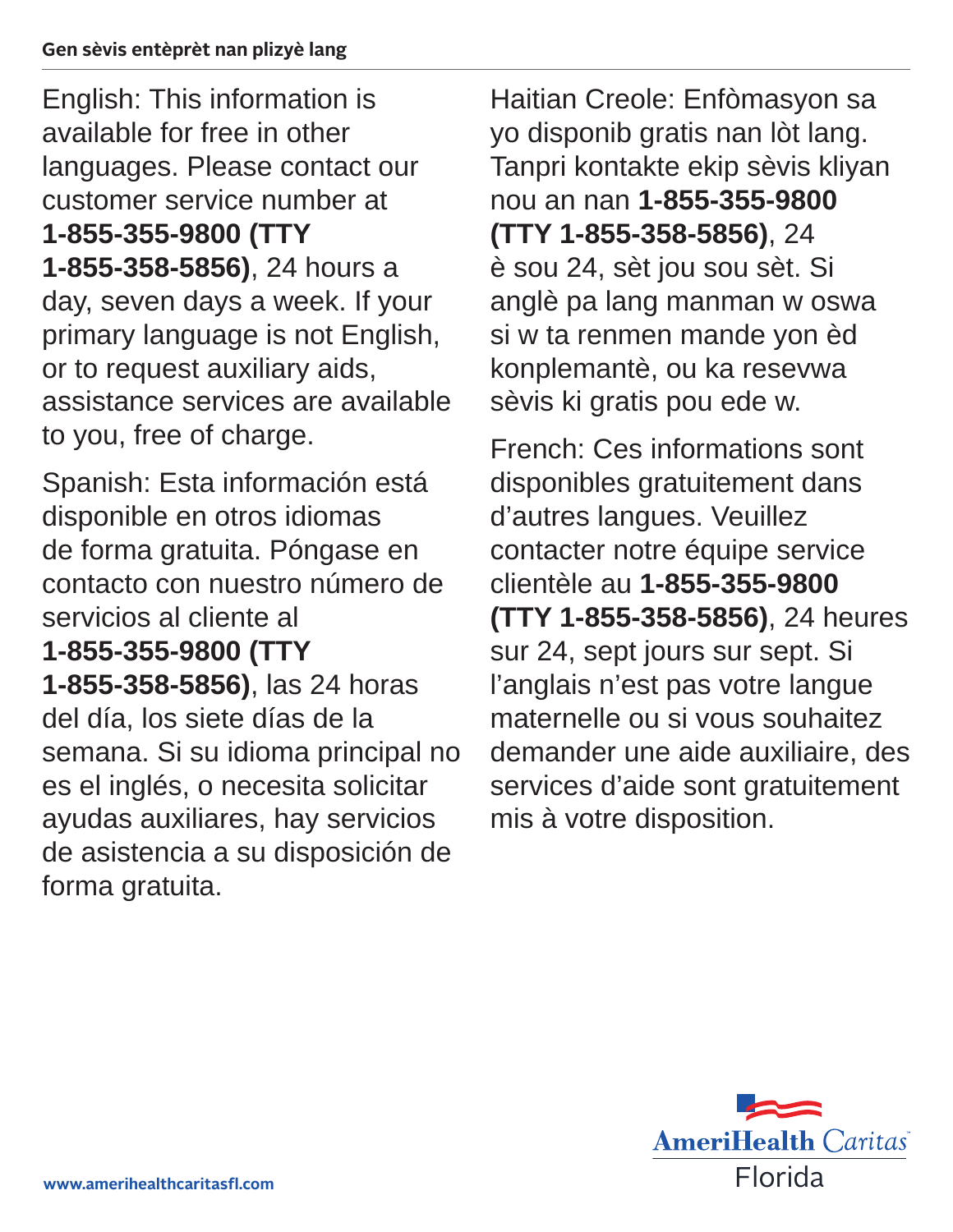**Gen sèvis entèprèt nan plizyè lang**

English: This information is available for free in other languages. Please contact our customer service number at **1-855-355-9800 (TTY 1-855-358-5856)**, 24 hours a day, seven days a week. If your primary language is not English, or to request auxiliary aids, assistance services are available to you, free of charge.

Spanish: Esta información está disponible en otros idiomas de forma gratuita. Póngase en contacto con nuestro número de servicios al cliente al **1-855-355-9800 (TTY 1-855-358-5856)**, las 24 horas del día, los siete días de la semana. Si su idioma principal no es el inglés, o necesita solicitar ayudas auxiliares, hay servicios de asistencia a su disposición de forma gratuita.

Haitian Creole: Enfòmasyon sa yo disponib gratis nan lòt lang. Tanpri kontakte ekip sèvis kliyan nou an nan **1-855-355-9800 (TTY 1-855-358-5856)**, 24 è sou 24, sèt jou sou sèt. Si anglè pa lang manman w oswa si w ta renmen mande yon èd konplemantè, ou ka resevwa sèvis ki gratis pou ede w.

French: Ces informations sont disponibles gratuitement dans d'autres langues. Veuillez contacter notre équipe service clientèle au **1-855-355-9800 (TTY 1-855-358-5856)**, 24 heures sur 24, sept jours sur sept. Si l'anglais n'est pas votre langue maternelle ou si vous souhaitez demander une aide auxiliaire, des services d'aide sont gratuitement mis à votre disposition.

www.amerihealthcaritasfl.com

AmeriHealth Caritas Florida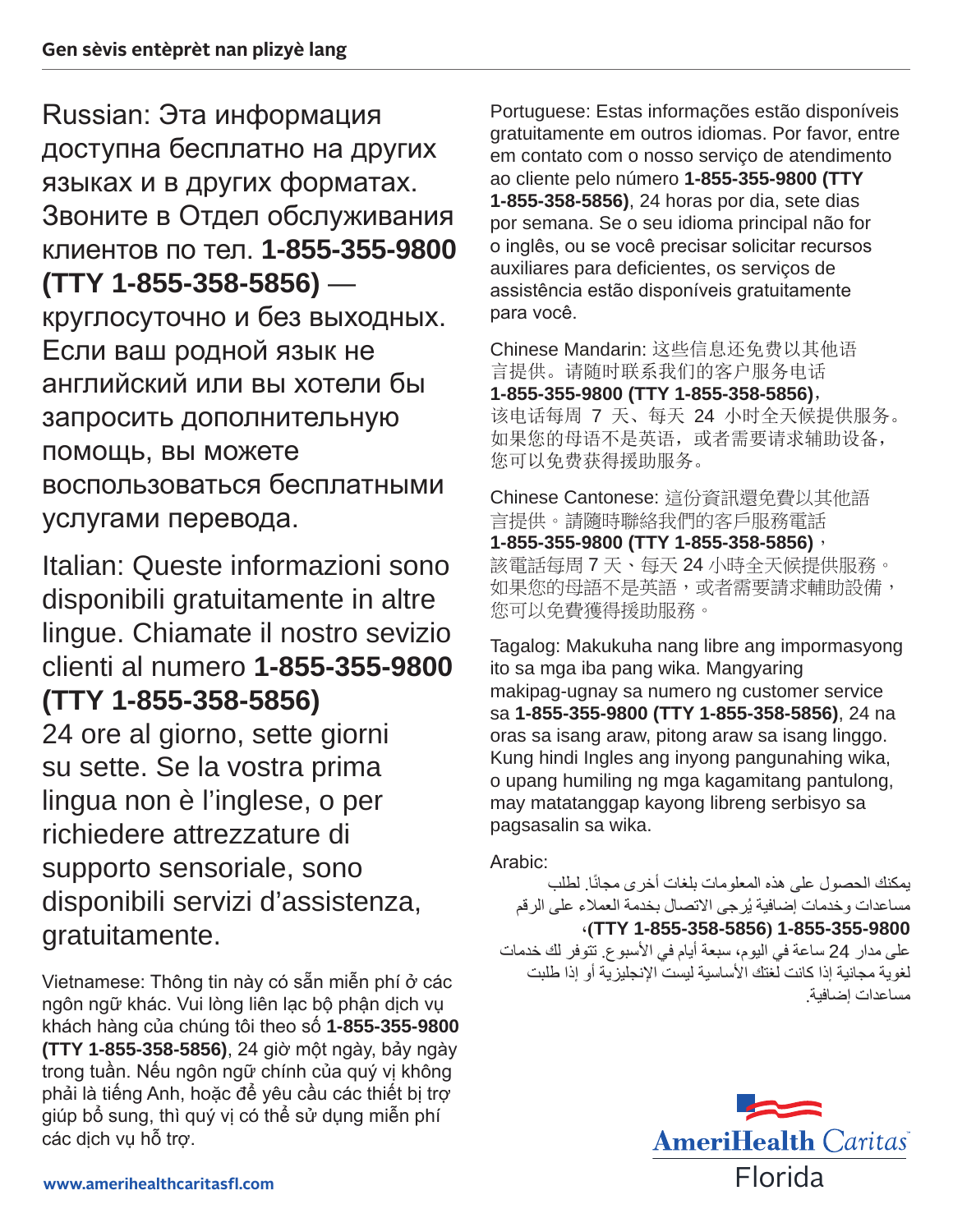Russian: Эта информация доступна бесплатно на других языках и в других форматах. Звоните в Отдел обслуживания клиентов по тел. **1-855-355-9800 (TTY 1-855-358-5856)** — круглосуточно и без выходных. Если ваш родной язык не английский или вы хотели бы запросить дополнительную помощь, вы можете воспользоваться бесплатными услугами перевода.

Italian: Queste informazioni sono disponibili gratuitamente in altre lingue. Chiamate il nostro sevizio clienti al numero **1-855-355-9800 (TTY 1-855-358-5856)** 24 ore al giorno, sette giorni su sette. Se la vostra prima lingua non è l'inglese, o per richiedere attrezzature di supporto sensoriale, sono disponibili servizi d'assistenza, gratuitamente.

Vietnamese: Thông tin này có sẵn miễn phí ở các ngôn ngữ khác. Vui lòng liên lạc bộ phận dịch vụ khách hàng của chúng tôi theo số **1-855-355-9800 (TTY 1-855-358-5856)**, 24 giờ một ngày, bảy ngày trong tuần. Nếu ngôn ngữ chính của quý vị không phải là tiếng Anh, hoặc để yêu cầu các thiết bị trợ giúp bổ sung, thì quý vị có thể sử dụng miễn phí các dịch vụ hỗ trợ.

Portuguese: Estas informações estão disponíveis gratuitamente em outros idiomas. Por favor, entre em contato com o nosso serviço de atendimento ao cliente pelo número **1-855-355-9800 (TTY 1-855-358-5856)**, 24 horas por dia, sete dias por semana. Se o seu idioma principal não for o inglês, ou se você precisar solicitar recursos auxiliares para deficientes, os serviços de assistência estão disponíveis gratuitamente para você.

Chinese Mandarin: 这些信息还免费以其他语言提供。请随时联系我们的客户服务电话 **1-855-355-9800 (TTY 1-855-358-5856)**，该电话每周 7 天、每天 24 小时全天候提供服务。如果您的母语不是英语，或者需要请求辅助设备，您可以免费获得援助服务。

Chinese Cantonese: 這份資訊還免費以其他語言提供。請隨時聯絡我們的客戶服務電話 **1-855-355-9800 (TTY 1-855-358-5856)**，該電話每周 7 天、每天 24 小時全天候提供服務。如果您的母語不是英語，或者需要請求輔助設備，您可以免費獲得援助服務。

Tagalog: Makukuha nang libre ang impormasyong ito sa mga iba pang wika. Mangyaring makipag-ugnay sa numero ng customer service sa **1-855-355-9800 (TTY 1-855-358-5856)**, 24 na oras sa isang araw, pitong araw sa isang linggo. Kung hindi Ingles ang inyong pangunahing wika, o upang humiling ng mga kagamitang pantulong, may matatanggap kayong libreng serbisyo sa pagsasalin sa wika.

Arabic:

يمكنك الحصول على هذه المعلومات بلغات أخرى مجانًا. لطلب مساعدات وخدمات إضافية يُرجى الاتصال بخدمة العملاء على الرقم **1-855-355-9800 (TTY 1-855-358-5856)**، على مدار 24 ساعة في اليوم، سبعة أيام في الأسبوع. تتوفر لك خدمات لغوية مجانية إذا كانت لغتك الأساسية ليست الإنجليزية أو إذا طلبت مساعدات إضافية.

AmeriHealth Caritas Florida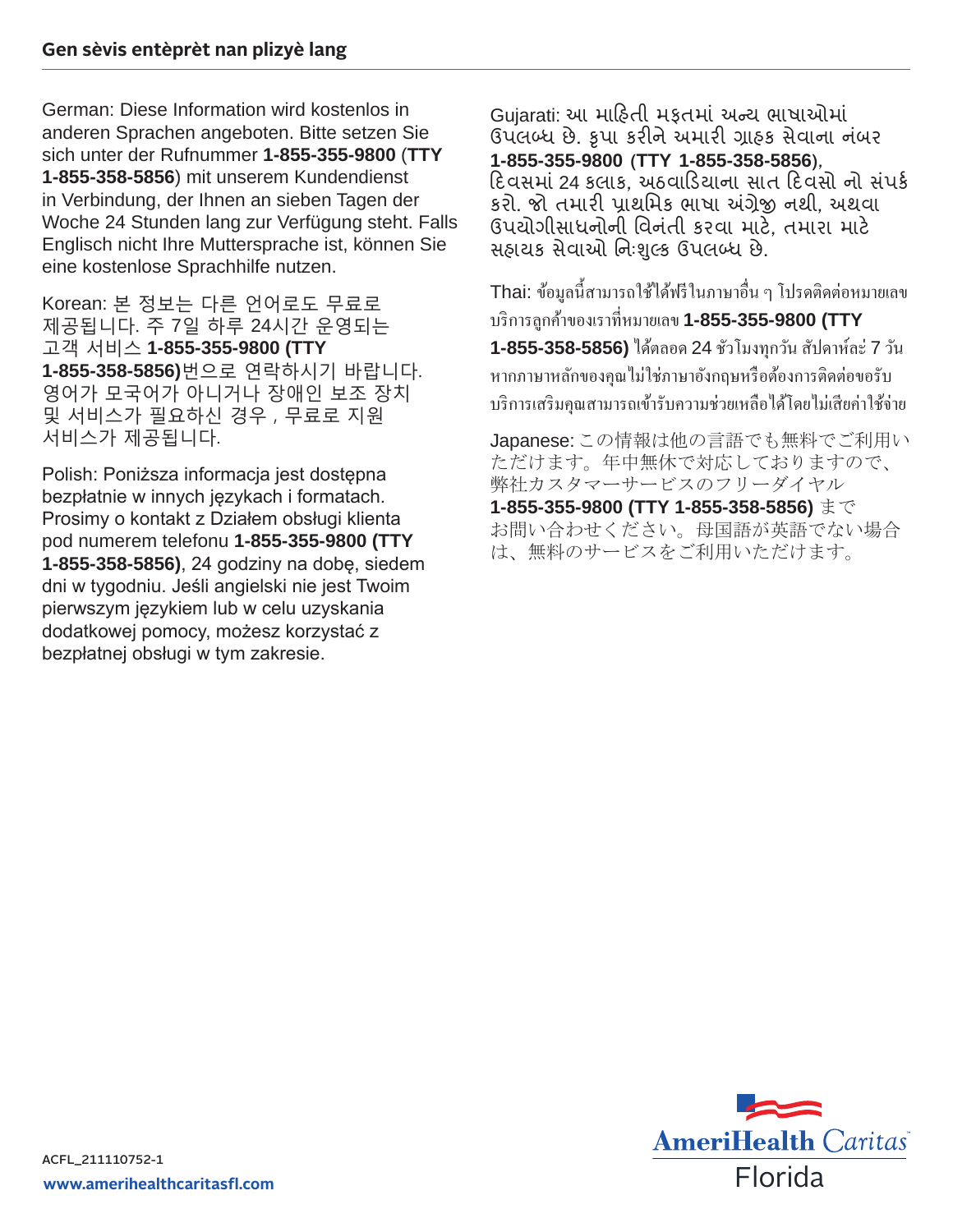**Gen sèvis entèprèt nan plizyè lang**

German: Diese Information wird kostenlos in anderen Sprachen angeboten. Bitte setzen Sie sich unter der Rufnummer **1-855-355-9800** (**TTY 1-855-358-5856**) mit unserem Kundendienst in Verbindung, der Ihnen an sieben Tagen der Woche 24 Stunden lang zur Verfügung steht. Falls Englisch nicht Ihre Muttersprache ist, können Sie eine kostenlose Sprachhilfe nutzen.

Korean: 본 정보는 다른 언어로도 무료로 제공됩니다. 주 7일 하루 24시간 운영되는 고객 서비스 **1-855-355-9800 (TTY 1-855-358-5856)**번으로 연락하시기 바랍니다. 영어가 모국어가 아니거나 장애인 보조 장치 및 서비스가 필요하신 경우 , 무료로 지원 서비스가 제공됩니다.

Polish: Poniższa informacja jest dostępna bezpłatnie w innych językach i formatach. Prosimy o kontakt z Działem obsługi klienta pod numerem telefonu **1-855-355-9800 (TTY 1-855-358-5856)**, 24 godziny na dobę, siedem dni w tygodniu. Jeśli angielski nie jest Twoim pierwszym językiem lub w celu uzyskania dodatkowej pomocy, możesz korzystać z bezpłatnej obsługi w tym zakresie.

Gujarati: આ માહિતી મફતમાં અન્ય ભાષાઓમાં ઉપલબ્ધ છે. કૃપા કરીને અમારી ગ્રાહક સેવાના નંબર **1-855-355-9800** (**TTY 1-855-358-5856**), દિવસમાં 24 કલાક, અઠવાડિયાના સાત દિવસો નો સંપર્ક કરો. જો તમારી પ્રાથમિક ભાષા અંગ્રેજી નથી, અથવા ઉપયોગીસાધનોની વિનંતી કરવા માટે, તમારા માટે સહાયક સેવાઓ નિઃશુલ્ક ઉપલબ્ધ છે.

Thai: ข้อมูลนี้สามารถใช้ได้ฟรีในภาษาอื่น ๆ โปรดติดต่อหมายเลขบริการลูกค้าของเราที่หมายเลข **1-855-355-9800 (TTY 1-855-358-5856)** ได้ตลอด 24 ชั่วโมงทุกวัน สัปดาห์ละ 7 วัน หากภาษาหลักของคุณไม่ใช่ภาษาอังกฤษหรือต้องการติดต่อขอรับบริการเสริมคุณสามารถเข้ารับความช่วยเหลือได้โดยไม่เสียค่าใช้จ่าย

Japanese: この情報は他の言語でも無料でご利用いただけます。年中無休で対応しておりますので、弊社カスタマーサービスのフリーダイヤル **1-855-355-9800 (TTY 1-855-358-5856)** までお問い合わせください。母国語が英語でない場合は、無料のサービスをご利用いただけます。

ACFL_211110752-1

www.amerihealthcaritasfl.com

AmeriHealth Caritas Florida